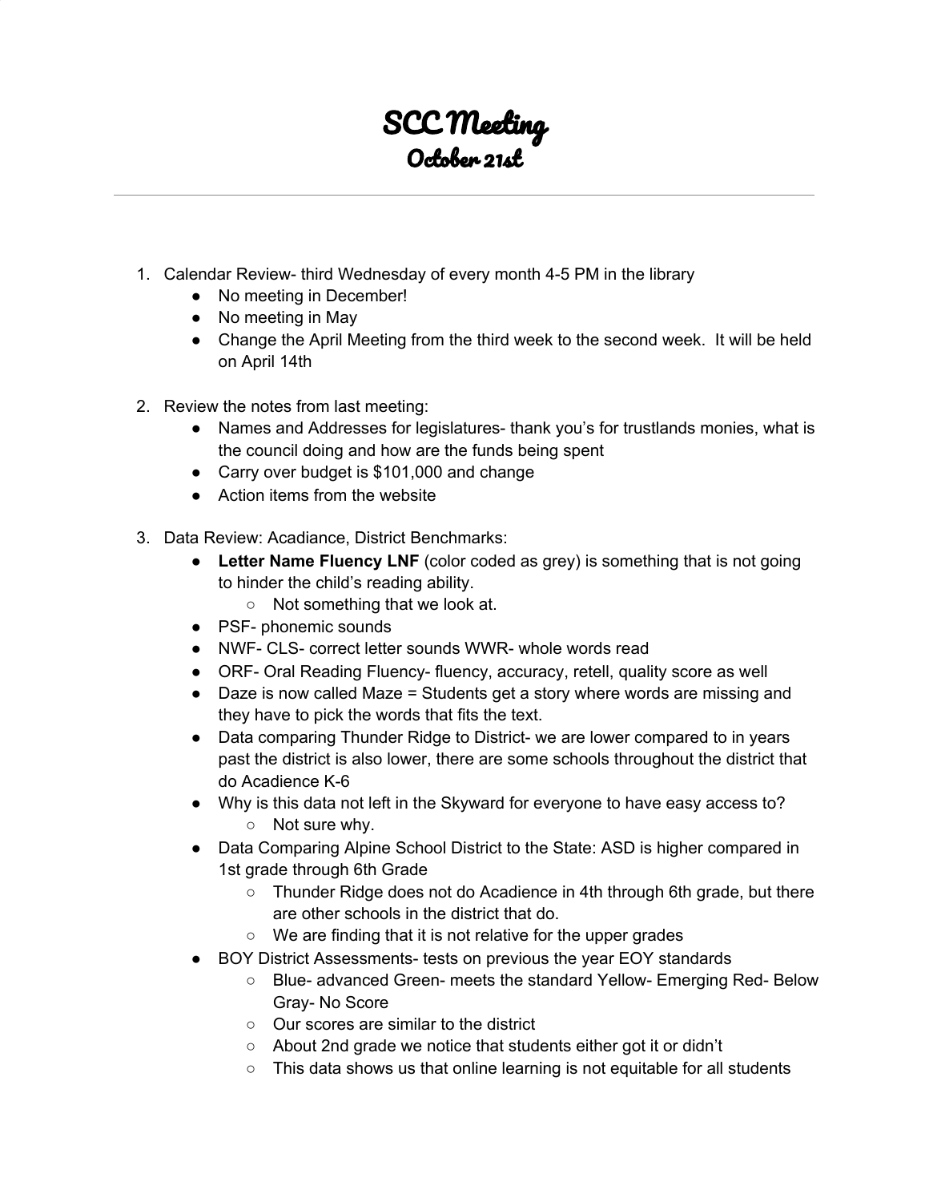# SCC Meeting
## October 21st

---

1. Calendar Review- third Wednesday of every month 4-5 PM in the library
   - No meeting in December!
   - No meeting in May
   - Change the April Meeting from the third week to the second week. It will be held on April 14th

2. Review the notes from last meeting:
   - Names and Addresses for legislatures- thank you's for trustlands monies, what is the council doing and how are the funds being spent
   - Carry over budget is $101,000 and change
   - Action items from the website

3. Data Review: Acadiance, District Benchmarks:
   - **Letter Name Fluency LNF** (color coded as grey) is something that is not going to hinder the child's reading ability.
     - Not something that we look at.
   - PSF- phonemic sounds
   - NWF- CLS- correct letter sounds WWR- whole words read
   - ORF- Oral Reading Fluency- fluency, accuracy, retell, quality score as well
   - Daze is now called Maze = Students get a story where words are missing and they have to pick the words that fits the text.
   - Data comparing Thunder Ridge to District- we are lower compared to in years past the district is also lower, there are some schools throughout the district that do Acadience K-6
   - Why is this data not left in the Skyward for everyone to have easy access to?
     - Not sure why.
   - Data Comparing Alpine School District to the State: ASD is higher compared in 1st grade through 6th Grade
     - Thunder Ridge does not do Acadience in 4th through 6th grade, but there are other schools in the district that do.
     - We are finding that it is not relative for the upper grades
   - BOY District Assessments- tests on previous the year EOY standards
     - Blue- advanced Green- meets the standard Yellow- Emerging Red- Below Gray- No Score
     - Our scores are similar to the district
     - About 2nd grade we notice that students either got it or didn't
     - This data shows us that online learning is not equitable for all students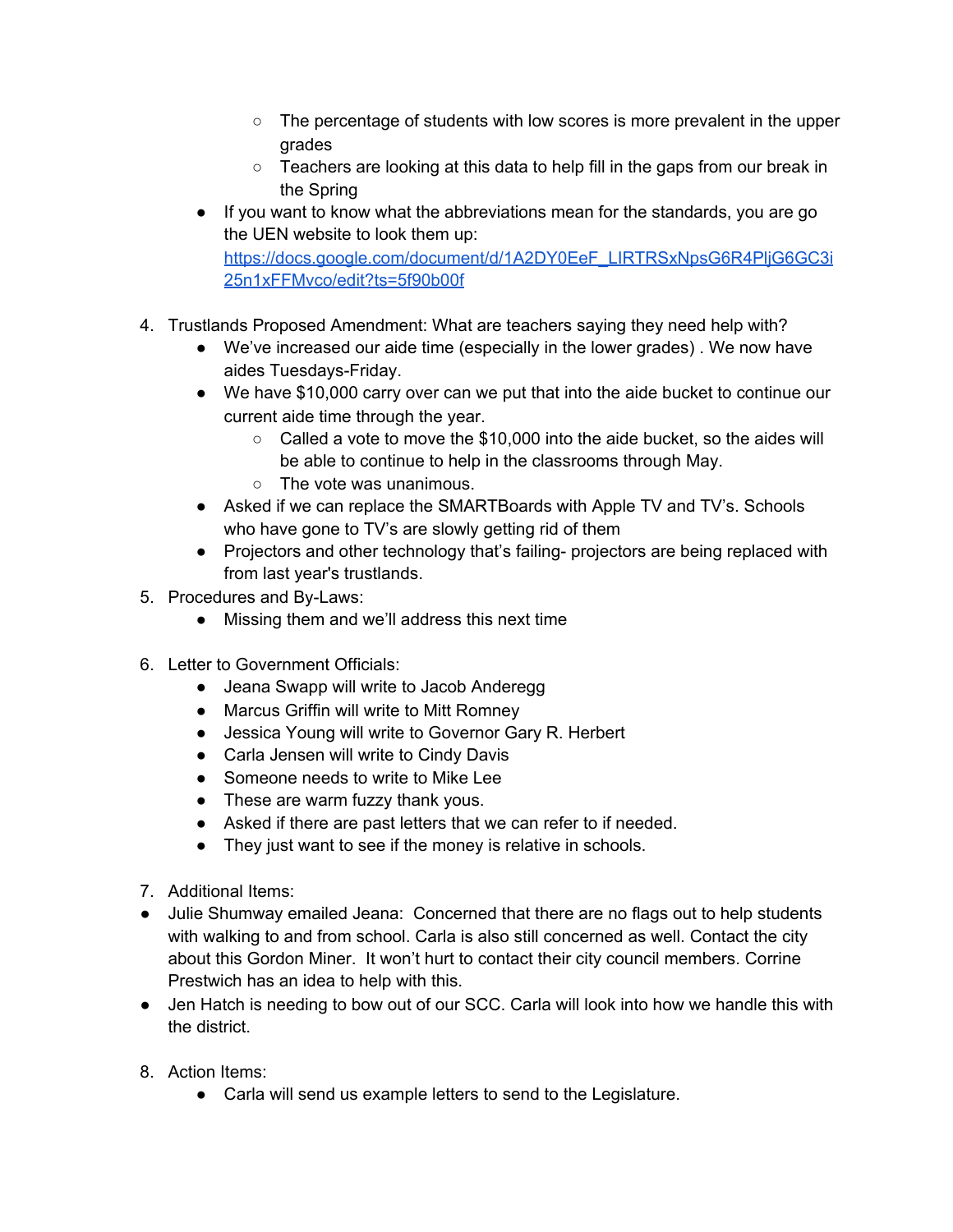- The percentage of students with low scores is more prevalent in the upper grades
    - Teachers are looking at this data to help fill in the gaps from our break in the Spring
  - If you want to know what the abbreviations mean for the standards, you are go the UEN website to look them up: [https://docs.google.com/document/d/1A2DY0EeF_LIRTRSxNpsG6R4PljG6GC3i25n1xFFMvco/edit?ts=5f90b00f](https://docs.google.com/document/d/1A2DY0EeF_LIRTRSxNpsG6R4PljG6GC3i25n1xFFMvco/edit?ts=5f90b00f)

4. Trustlands Proposed Amendment: What are teachers saying they need help with?
   - We've increased our aide time (especially in the lower grades) . We now have aides Tuesdays-Friday.
   - We have $10,000 carry over can we put that into the aide bucket to continue our current aide time through the year.
     - Called a vote to move the $10,000 into the aide bucket, so the aides will be able to continue to help in the classrooms through May.
     - The vote was unanimous.
   - Asked if we can replace the SMARTBoards with Apple TV and TV's. Schools who have gone to TV's are slowly getting rid of them
   - Projectors and other technology that's failing- projectors are being replaced with from last year's trustlands.
5. Procedures and By-Laws:
   - Missing them and we'll address this next time

6. Letter to Government Officials:
   - Jeana Swapp will write to Jacob Anderegg
   - Marcus Griffin will write to Mitt Romney
   - Jessica Young will write to Governor Gary R. Herbert
   - Carla Jensen will write to Cindy Davis
   - Someone needs to write to Mike Lee
   - These are warm fuzzy thank yous.
   - Asked if there are past letters that we can refer to if needed.
   - They just want to see if the money is relative in schools.

7. Additional Items:

- Julie Shumway emailed Jeana: Concerned that there are no flags out to help students with walking to and from school. Carla is also still concerned as well. Contact the city about this Gordon Miner. It won't hurt to contact their city council members. Corrine Prestwich has an idea to help with this.
- Jen Hatch is needing to bow out of our SCC. Carla will look into how we handle this with the district.

8. Action Items:
   - Carla will send us example letters to send to the Legislature.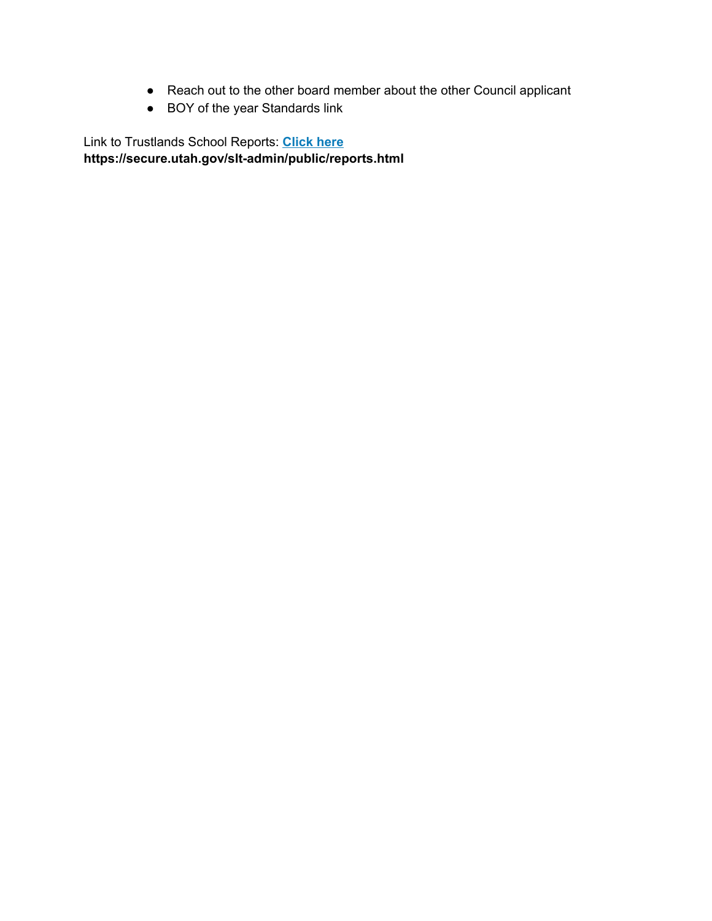- Reach out to the other board member about the other Council applicant
- BOY of the year Standards link

Link to Trustlands School Reports: **Click here**
**https://secure.utah.gov/slt-admin/public/reports.html**